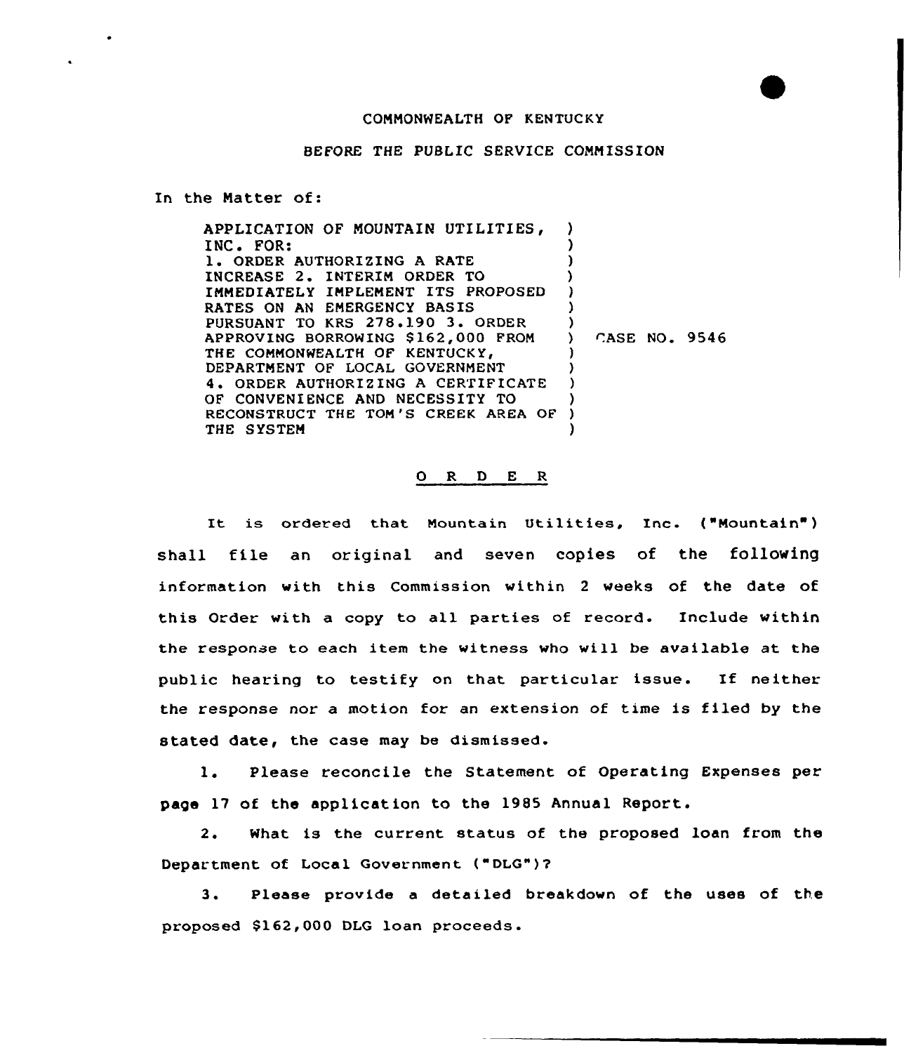COMMONWEALTH OF KENTUCKY

BEFORE THE PUBLIC SERVICE COMMISSION

In the Matter of:

| | | |
|---|---|---|
| APPLICATION OF MOUNTAIN UTILITIES, INC. FOR: 1. ORDER AUTHORIZING A RATE INCREASE 2. INTERIM ORDER TO IMMEDIATELY IMPLEMENT ITS PROPOSED RATES ON AN EMERGENCY BASIS PURSUANT TO KRS 278.190 3. ORDER APPROVING BORROWING $162,000 FROM THE COMMONWEALTH OF KENTUCKY, DEPARTMENT OF LOCAL GOVERNMENT 4. ORDER AUTHORIZING A CERTIFICATE OF CONVENIENCE AND NECESSITY TO RECONSTRUCT THE TOM'S CREEK AREA OF THE SYSTEM | ) | CASE NO. 9546 |

## O R D E R

It is ordered that Mountain Utilities, Inc. ("Mountain") shall file an original and seven copies of the following information with this Commission within 2 weeks of the date of this Order with a copy to all parties of record. Include within the response to each item the witness who will be available at the public hearing to testify on that particular issue. If neither the response nor a motion for an extension of time is filed by the stated date, the case may be dismissed.

1. Please reconcile the Statement of Operating Expenses per page 17 of the application to the 1985 Annual Report.

2. What is the current status of the proposed loan from the Department of Local Government ("DLG")?

3. Please provide a detailed breakdown of the uses of the proposed $162,000 DLG loan proceeds.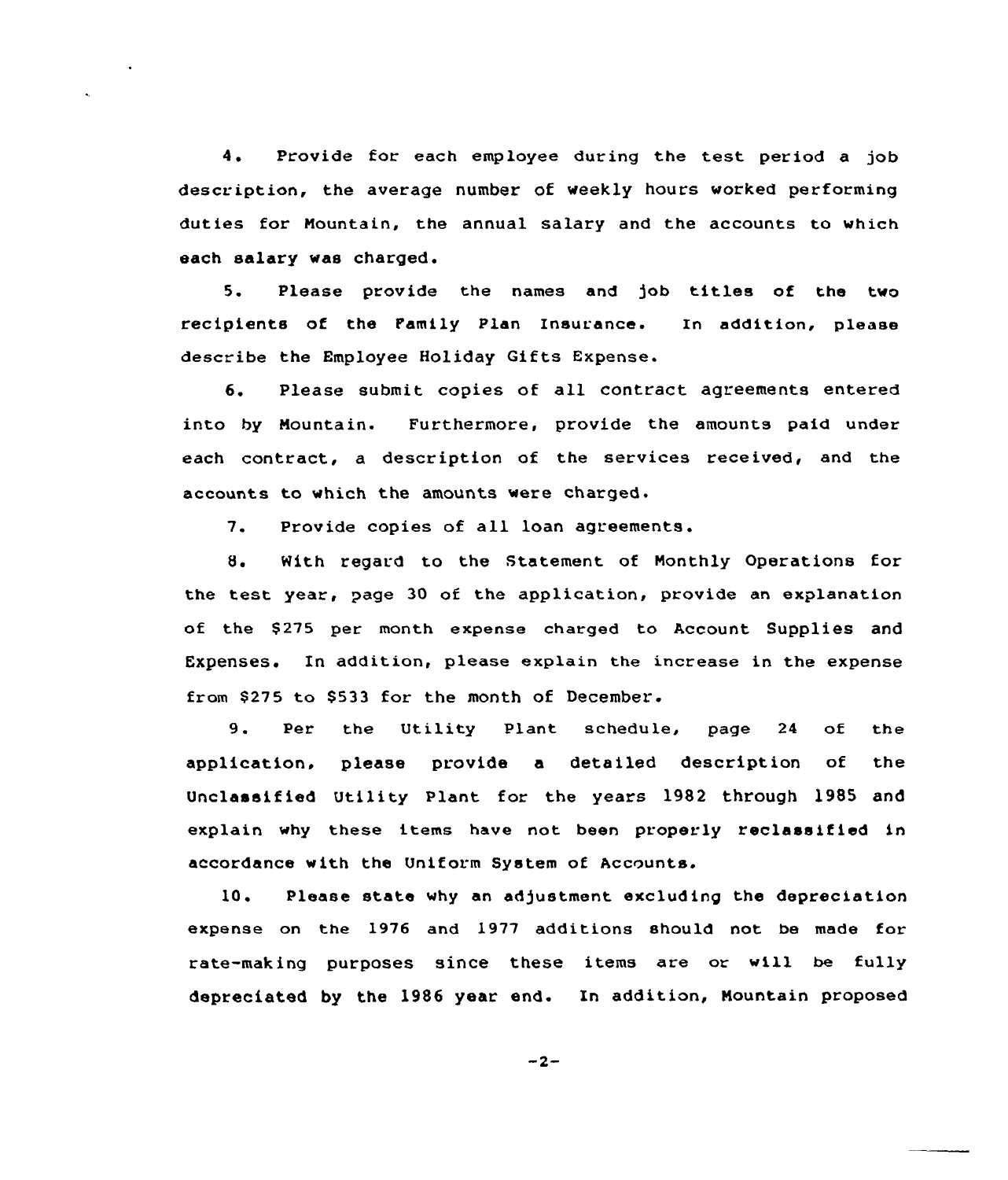4. Provide for each employee during the test period a job description, the average number of weekly hours worked performing duties for Mountain, the annual salary and the accounts to which each salary was charged.

5. Please provide the names and job titles of the two recipients of the Family Plan Insurance. In addition, please describe the Employee Holiday Gifts Expense.

6. Please submit copies of all contract agreements entered into by Mountain. Furthermore, provide the amounts paid under each contract, a description of the services received, and the accounts to which the amounts were charged.

7. Provide copies of all loan agreements.

8. With regard to the Statement of Monthly Operations for the test year, page 30 of the application, provide an explanation of the $275 per month expense charged to Account Supplies and Expenses. In addition, please explain the increase in the expense from $275 to $533 for the month of December.

9. Per the Utility Plant schedule, page 24 of the application, please provide a detailed description of the Unclassified Utility Plant for the years 1982 through 1985 and explain why these items have not been properly reclassified in accordance with the Uniform System of Accounts.

10. Please state why an adjustment excluding the depreciation expense on the 1976 and 1977 additions should not be made for rate-making purposes since these items are or will be fully depreciated by the 1986 year end. In addition, Mountain proposed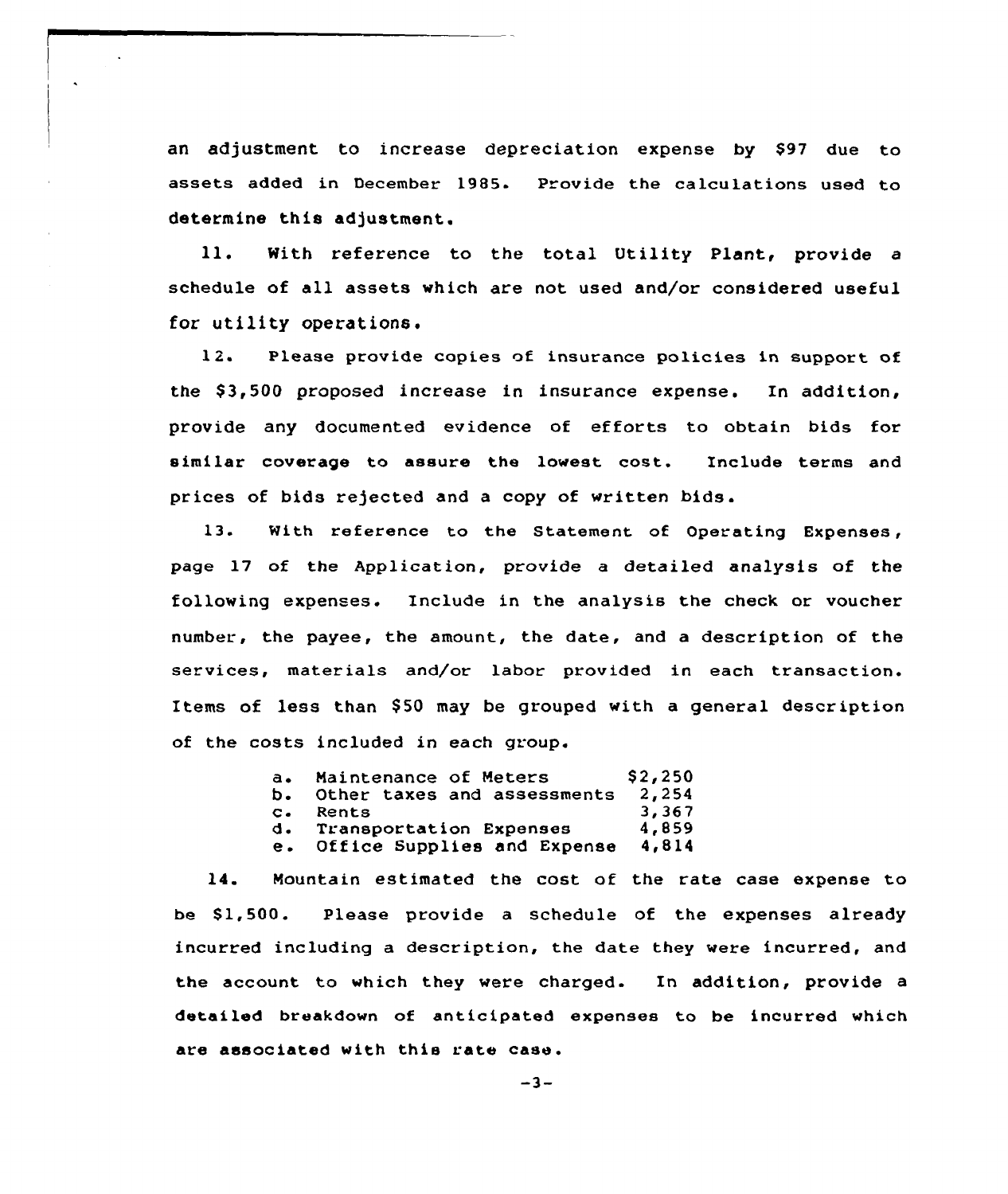an adjustment to increase depreciation expense by $97 due to assets added in December 1985. Provide the calculations used to determine this adjustment.

11. With reference to the total Utility Plant, provide a schedule of all assets which are not used and/or considered useful for utility operations.

12. Please provide copies of insurance policies in support of the $3,500 proposed increase in insurance expense. In addition, provide any documented evidence of efforts to obtain bids for similar coverage to assure the lowest cost. Include terms and prices of bids rejected and a copy of written bids.

13. With reference to the Statement of Operating Expenses, page 17 of the Application, provide a detailed analysis of the following expenses. Include in the analysis the check or voucher number, the payee, the amount, the date, and a description of the services, materials and/or labor provided in each transaction. Items of less than $50 may be grouped with a general description of the costs included in each group.

| | | |
|---|---|---|
| a. | Maintenance of Meters | $2,250 |
| b. | Other taxes and assessments | 2,254 |
| c. | Rents | 3,367 |
| d. | Transportation Expenses | 4,859 |
| e. | Office Supplies and Expense | 4,814 |

14. Mountain estimated the cost of the rate case expense to be $1,500. Please provide a schedule of the expenses already incurred including a description, the date they were incurred, and the account to which they were charged. In addition, provide a detailed breakdown of anticipated expenses to be incurred which are associated with this rate case.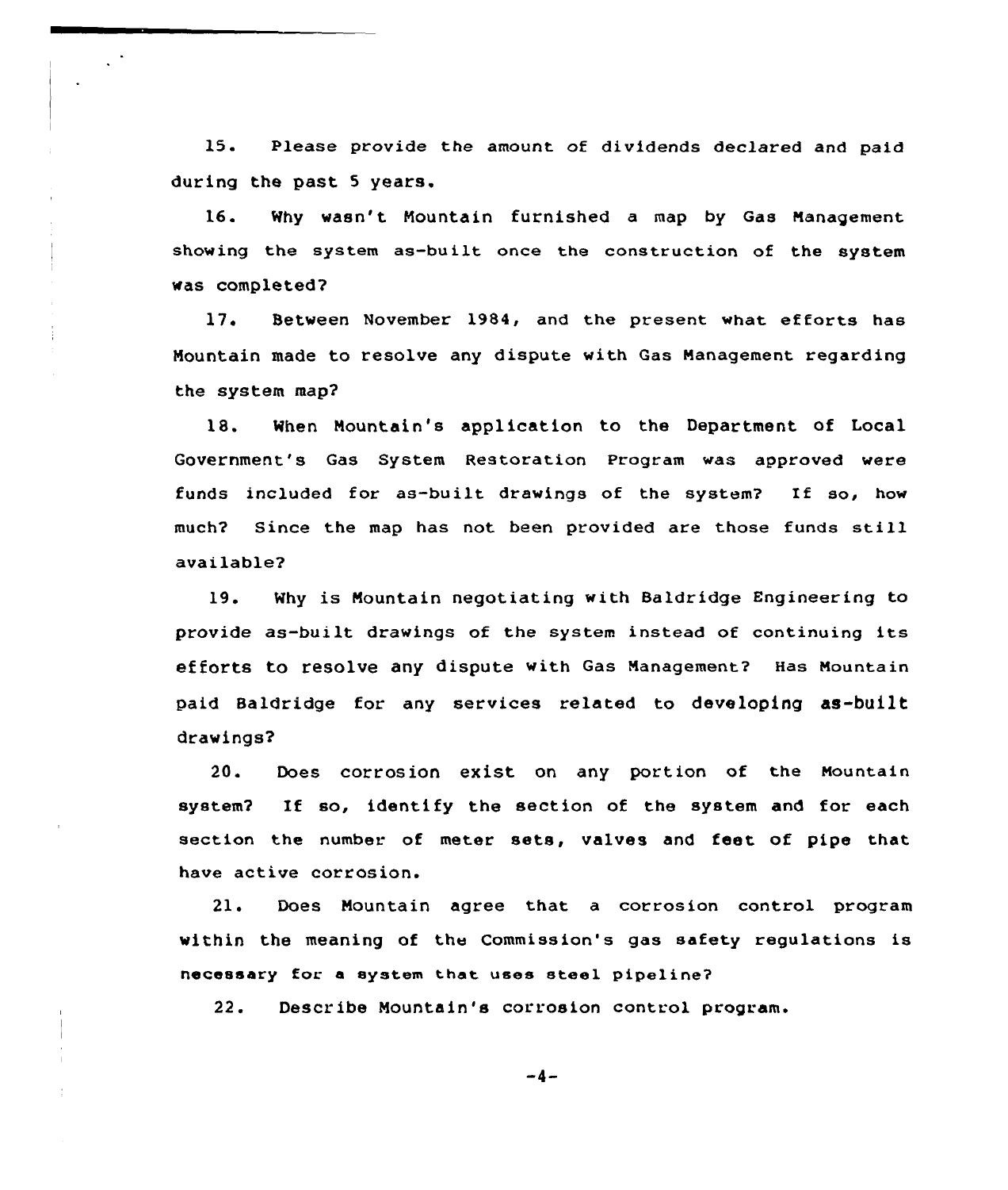15. Please provide the amount of dividends declared and paid during the past 5 years.

16. Why wasn't Mountain furnished a map by Gas Management showing the system as-built once the construction of the system was completed?

17. Between November 1984, and the present what efforts has Mountain made to resolve any dispute with Gas Management regarding the system map?

18. When Mountain's application to the Department of Local Government's Gas System Restoration Program was approved were funds included for as-built drawings of the system? If so, how much? Since the map has not been provided are those funds still available?

19. Why is Mountain negotiating with Baldridge Engineering to provide as-built drawings of the system instead of continuing its efforts to resolve any dispute with Gas Management? Has Mountain paid Baldridge for any services related to developing as-built drawings?

20. Does corrosion exist on any portion of the Mountain system? If so, identify the section of the system and for each section the number of meter sets, valves and feet of pipe that have active corrosion.

21. Does Mountain agree that a corrosion control program within the meaning of the Commission's gas safety regulations is necessary for a system that uses steel pipeline?

22. Describe Mountain's corrosion control program.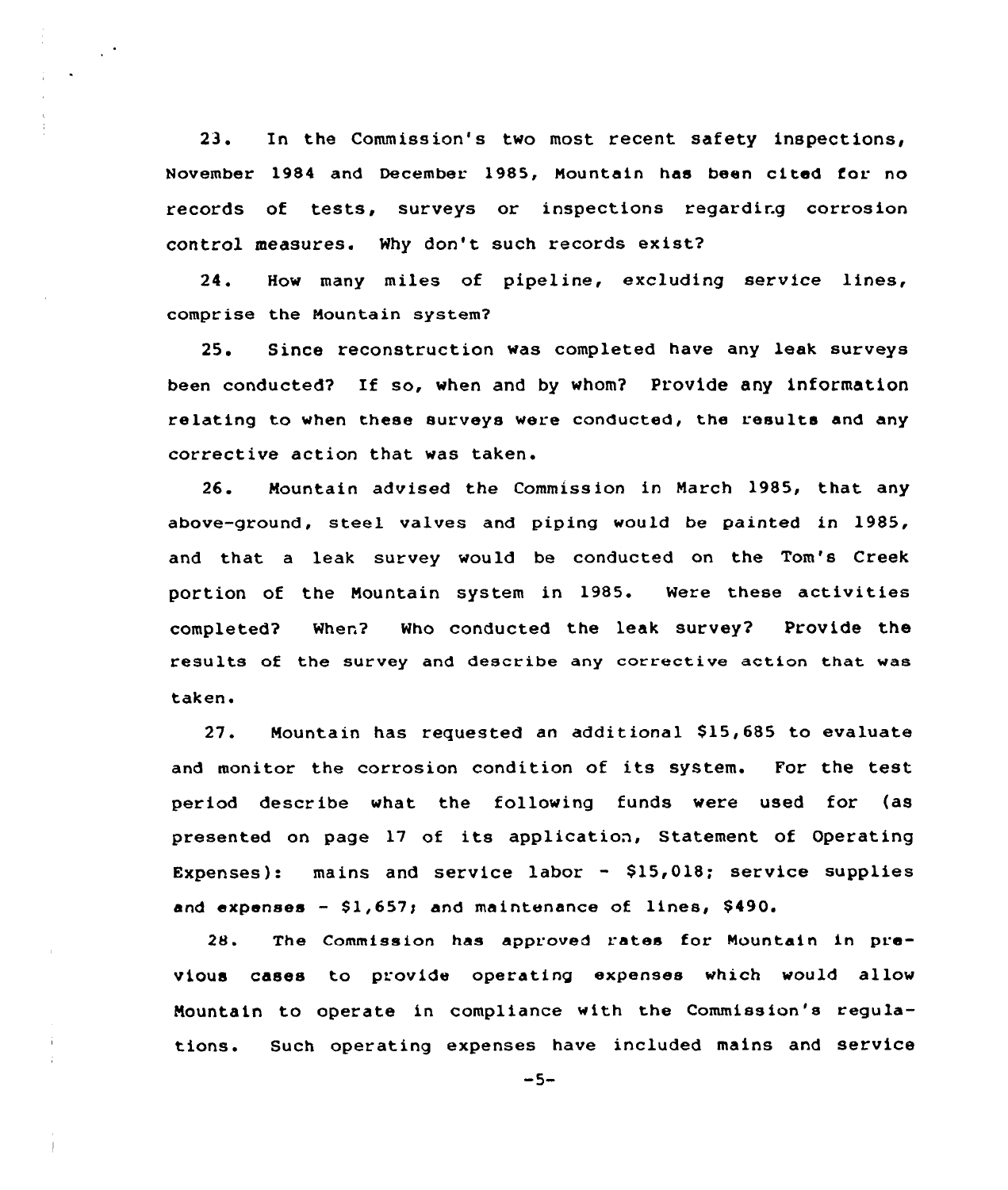23. In the Commission's two most recent safety inspections, November 1984 and December 1985, Mountain has been cited for no records of tests, surveys or inspections regarding corrosion control measures. Why don't such records exist?

24. How many miles of pipeline, excluding service lines, comprise the Mountain system?

25. Since reconstruction was completed have any leak surveys been conducted? If so, when and by whom? Provide any information relating to when these surveys were conducted, the results and any corrective action that was taken.

26. Mountain advised the Commission in March 1985, that any above-ground, steel valves and piping would be painted in 1985, and that a leak survey would be conducted on the Tom's Creek portion of the Mountain system in 1985. Were these activities completed? When? Who conducted the leak survey? Provide the results of the survey and describe any corrective action that was taken.

27. Mountain has requested an additional $15,685 to evaluate and monitor the corrosion condition of its system. For the test period describe what the following funds were used for (as presented on page 17 of its application, Statement of Operating Expenses): mains and service labor - $15,018; service supplies and expenses - $1,657; and maintenance of lines, $490.

28. The Commission has approved rates for Mountain in previous cases to provide operating expenses which would allow Mountain to operate in compliance with the Commission's regulations. Such operating expenses have included mains and service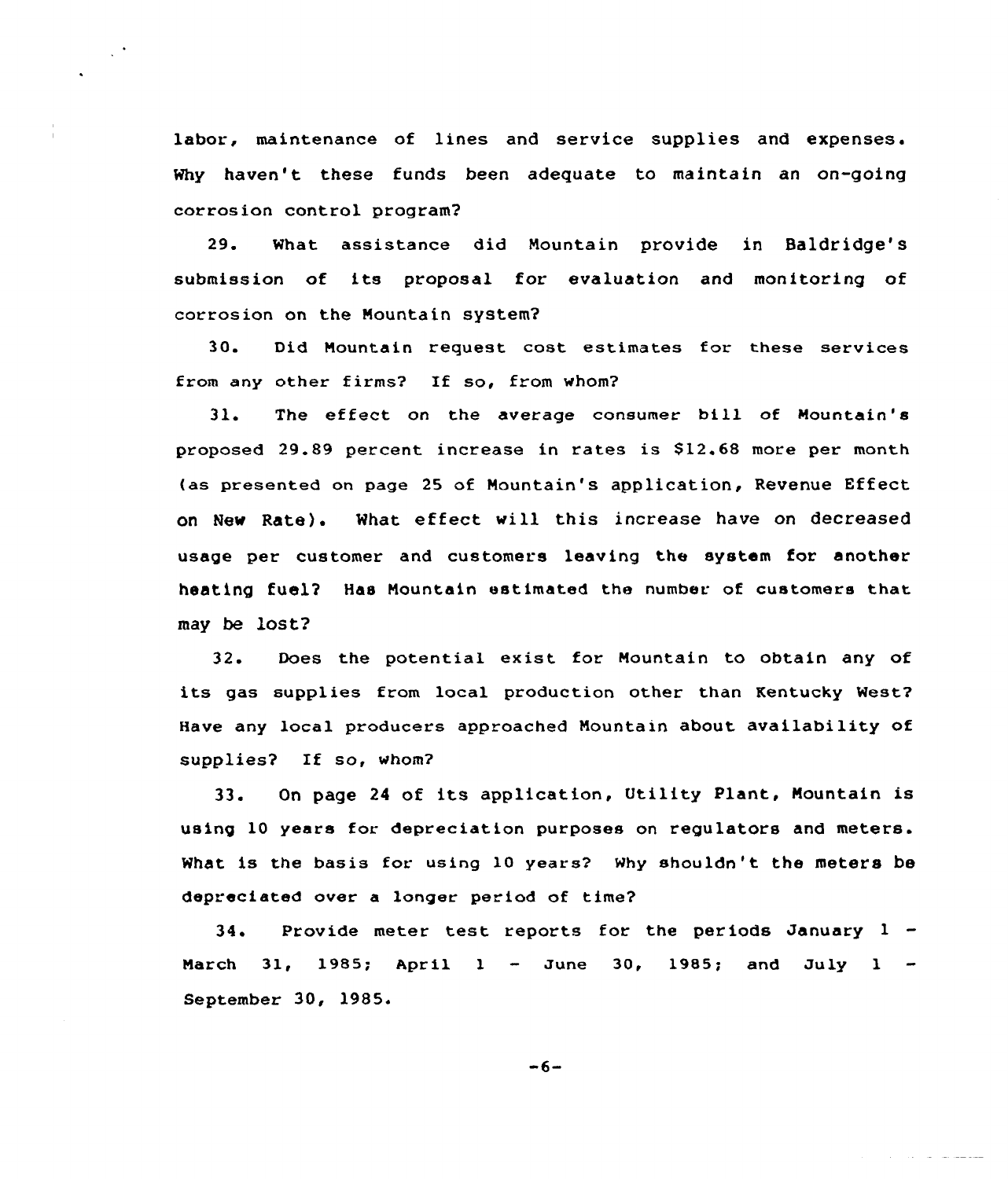labor, maintenance of lines and service supplies and expenses. Why haven't these funds been adequate to maintain an on-going corrosion control program?

29. What assistance did Mountain provide in Baldridge's submission of its proposal for evaluation and monitoring of corrosion on the Mountain system?

30. Did Mountain request cost estimates for these services from any other firms? If so, from whom?

31. The effect on the average consumer bill of Mountain's proposed 29.89 percent increase in rates is $12.68 more per month (as presented on page 25 of Mountain's application, Revenue Effect on New Rate). What effect will this increase have on decreased usage per customer and customers leaving the system for another heating fuel? Has Mountain estimated the number of customers that may be lost?

32. Does the potential exist for Mountain to obtain any of its gas supplies from local production other than Kentucky West? Have any local producers approached Mountain about availability of supplies? If so, whom?

33. On page 24 of its application, Utility Plant, Mountain is using 10 years for depreciation purposes on regulators and meters. What is the basis for using 10 years? Why shouldn't the meters be depreciated over a longer period of time?

34. Provide meter test reports for the periods January 1 - March 31, 1985; April 1 - June 30, 1985; and July 1 - September 30, 1985.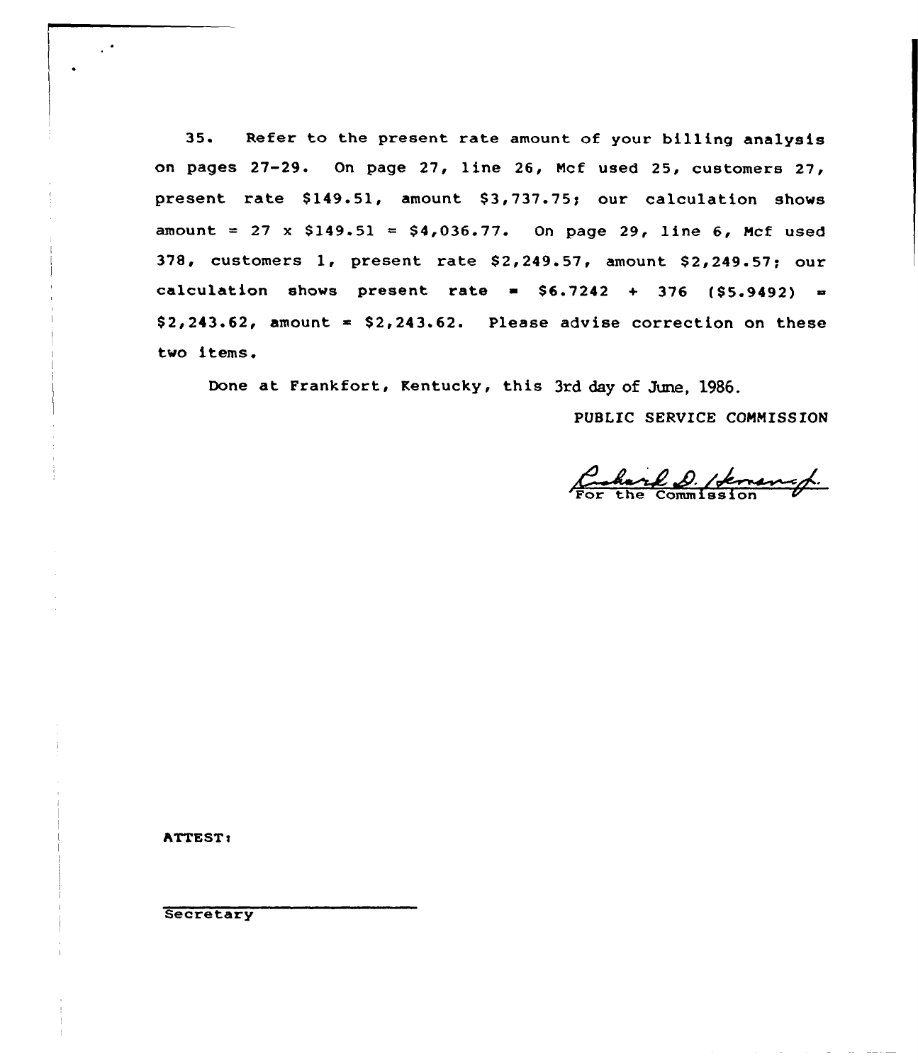35. Refer to the present rate amount of your billing analysis on pages 27-29. On page 27, line 26, Mcf used 25, customers 27, present rate \$149.51, amount \$3,737.75; our calculation shows amount = 27 x \$149.51 = \$4,036.77. On page 29, line 6, Mcf used 378, customers 1, present rate \$2,249.57, amount \$2,249.57; our calculation shows present rate = \$6.7242 + 376 (\$5.9492) = \$2,243.62, amount = \$2,243.62. Please advise correction on these two items.

Done at Frankfort, Kentucky, this 3rd day of June, 1986.

PUBLIC SERVICE COMMISSION

For the Commission

ATTEST:

Secretary